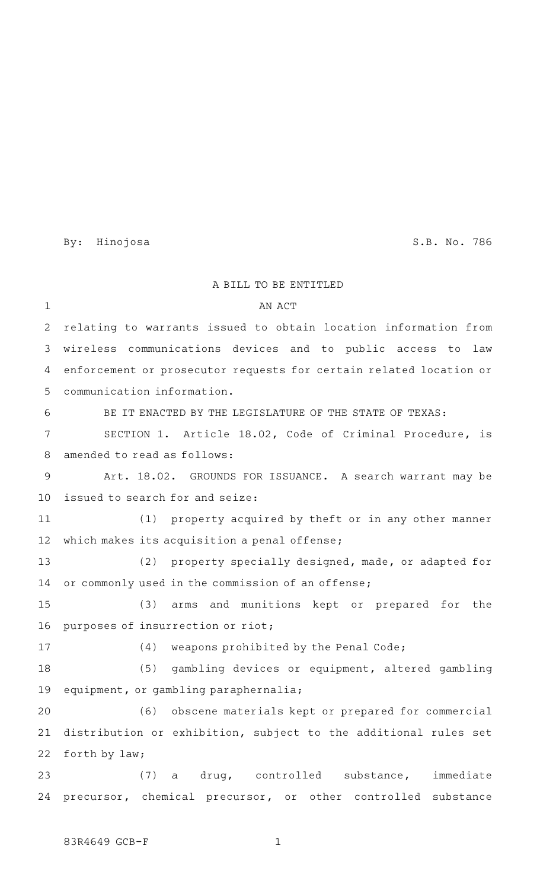By: Hinojosa S.B. No. 786

A BILL TO BE ENTITLED

AN ACT

relating to warrants issued to obtain location information from wireless communications devices and to public access to law enforcement or prosecutor requests for certain related location or communication information.

BE IT ENACTED BY THE LEGISLATURE OF THE STATE OF TEXAS:

SECTION 1. Article 18.02, Code of Criminal Procedure, is amended to read as follows:

Art. 18.02. GROUNDS FOR ISSUANCE. A search warrant may be issued to search for and seize:

(1) property acquired by theft or in any other manner which makes its acquisition a penal offense;

(2) property specially designed, made, or adapted for or commonly used in the commission of an offense;

(3) arms and munitions kept or prepared for the purposes of insurrection or riot;

(4) weapons prohibited by the Penal Code;

(5) gambling devices or equipment, altered gambling equipment, or gambling paraphernalia;

(6) obscene materials kept or prepared for commercial distribution or exhibition, subject to the additional rules set forth by law;

(7) a drug, controlled substance, immediate precursor, chemical precursor, or other controlled substance

83R4649 GCB-F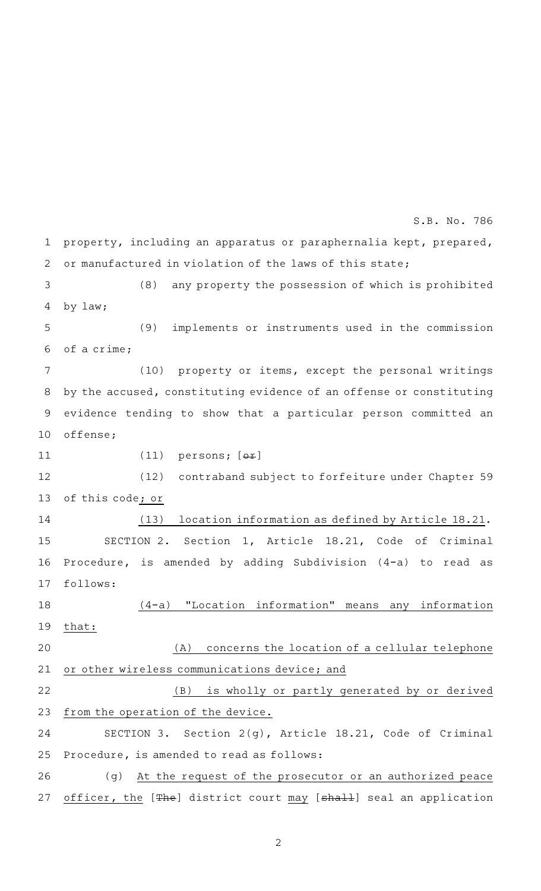property, including an apparatus or paraphernalia kept, prepared, or manufactured in violation of the laws of this state;

(8) any property the possession of which is prohibited by law;

(9) implements or instruments used in the commission of a crime;

(10) property or items, except the personal writings by the accused, constituting evidence of an offense or constituting evidence tending to show that a particular person committed an offense;

(11) persons; [~~or~~]

(12) contraband subject to forfeiture under Chapter 59 of this code; or

(13) location information as defined by Article 18.21.

SECTION 2. Section 1, Article 18.21, Code of Criminal Procedure, is amended by adding Subdivision (4-a) to read as follows:

(4-a) "Location information" means any information that:

(A) concerns the location of a cellular telephone or other wireless communications device; and

(B) is wholly or partly generated by or derived from the operation of the device.

SECTION 3. Section 2(g), Article 18.21, Code of Criminal Procedure, is amended to read as follows:

(g) At the request of the prosecutor or an authorized peace officer, the [~~The~~] district court may [~~shall~~] seal an application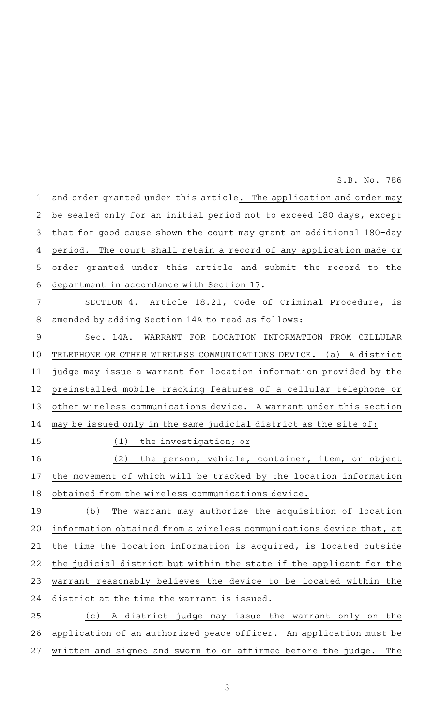and order granted under this article. The application and order may be sealed only for an initial period not to exceed 180 days, except that for good cause shown the court may grant an additional 180-day period. The court shall retain a record of any application made or order granted under this article and submit the record to the department in accordance with Section 17.

SECTION 4. Article 18.21, Code of Criminal Procedure, is amended by adding Section 14A to read as follows:

Sec. 14A. WARRANT FOR LOCATION INFORMATION FROM CELLULAR TELEPHONE OR OTHER WIRELESS COMMUNICATIONS DEVICE. (a) A district judge may issue a warrant for location information provided by the preinstalled mobile tracking features of a cellular telephone or other wireless communications device. A warrant under this section may be issued only in the same judicial district as the site of:

(1) the investigation; or

(2) the person, vehicle, container, item, or object the movement of which will be tracked by the location information obtained from the wireless communications device.

(b) The warrant may authorize the acquisition of location information obtained from a wireless communications device that, at the time the location information is acquired, is located outside the judicial district but within the state if the applicant for the warrant reasonably believes the device to be located within the district at the time the warrant is issued.

(c) A district judge may issue the warrant only on the application of an authorized peace officer. An application must be written and signed and sworn to or affirmed before the judge. The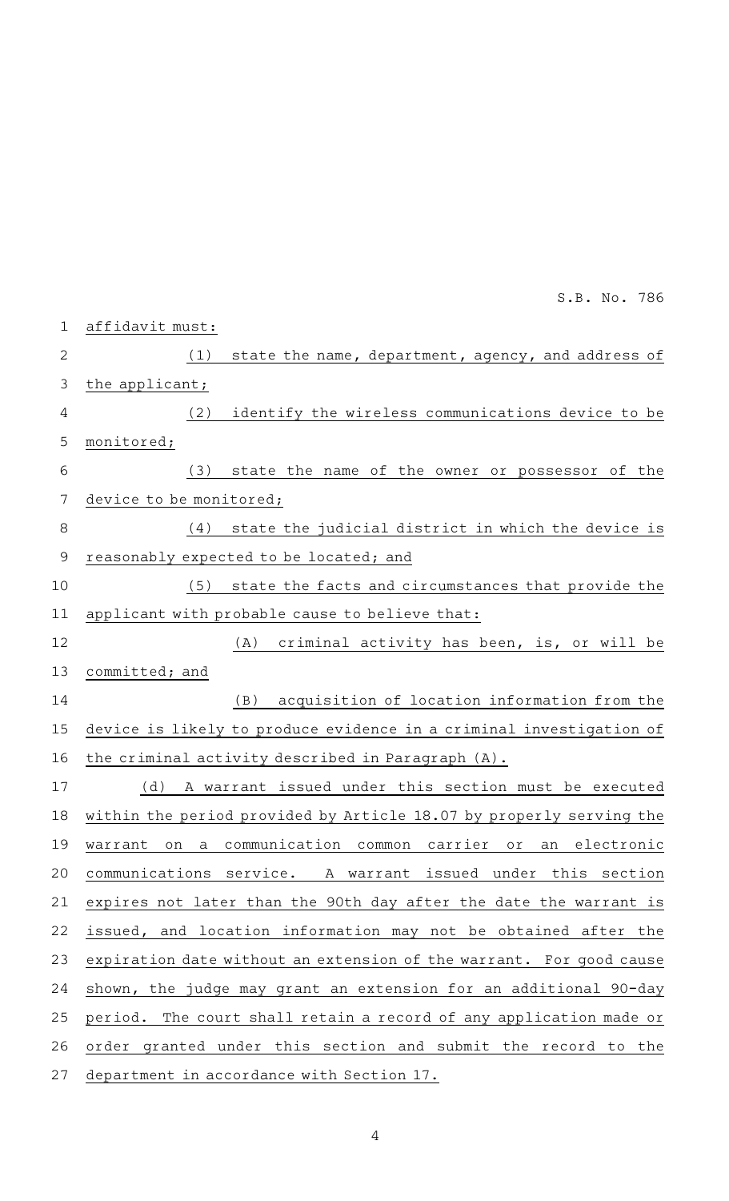affidavit must:

(1) state the name, department, agency, and address of the applicant;

(2) identify the wireless communications device to be monitored;

(3) state the name of the owner or possessor of the device to be monitored;

(4) state the judicial district in which the device is reasonably expected to be located; and

(5) state the facts and circumstances that provide the applicant with probable cause to believe that:

(A) criminal activity has been, is, or will be committed; and

(B) acquisition of location information from the device is likely to produce evidence in a criminal investigation of the criminal activity described in Paragraph (A).

(d) A warrant issued under this section must be executed within the period provided by Article 18.07 by properly serving the warrant on a communication common carrier or an electronic communications service. A warrant issued under this section expires not later than the 90th day after the date the warrant is issued, and location information may not be obtained after the expiration date without an extension of the warrant. For good cause shown, the judge may grant an extension for an additional 90-day period. The court shall retain a record of any application made or order granted under this section and submit the record to the department in accordance with Section 17.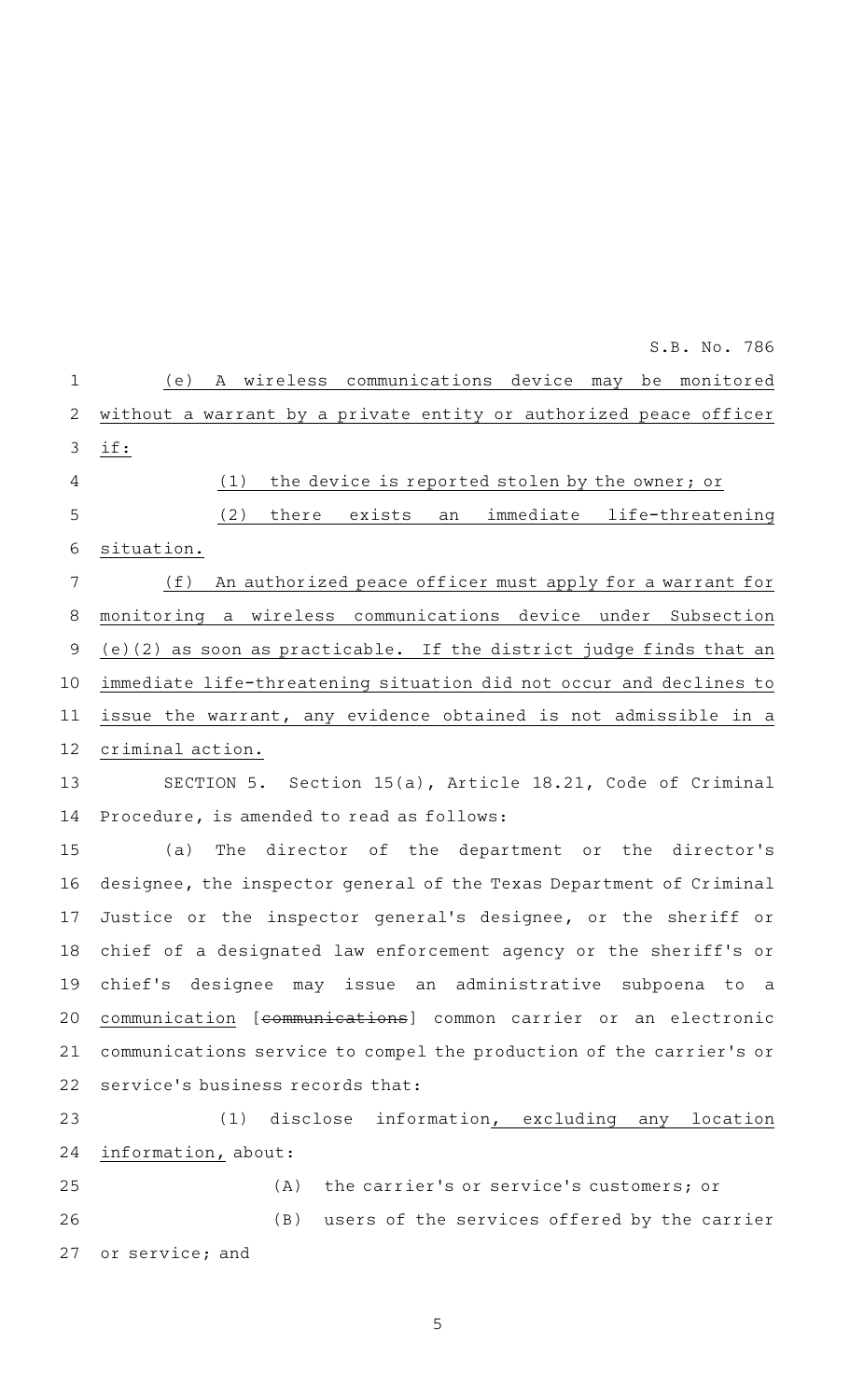(e) A wireless communications device may be monitored without a warrant by a private entity or authorized peace officer if:

(1) the device is reported stolen by the owner; or

(2) there exists an immediate life-threatening situation.

(f) An authorized peace officer must apply for a warrant for monitoring a wireless communications device under Subsection (e)(2) as soon as practicable. If the district judge finds that an immediate life-threatening situation did not occur and declines to issue the warrant, any evidence obtained is not admissible in a criminal action.

SECTION 5. Section 15(a), Article 18.21, Code of Criminal Procedure, is amended to read as follows:

(a) The director of the department or the director's designee, the inspector general of the Texas Department of Criminal Justice or the inspector general's designee, or the sheriff or chief of a designated law enforcement agency or the sheriff's or chief's designee may issue an administrative subpoena to a communication [~~communications~~] common carrier or an electronic communications service to compel the production of the carrier's or service's business records that:

(1) disclose information, excluding any location information, about:

(A) the carrier's or service's customers; or

(B) users of the services offered by the carrier or service; and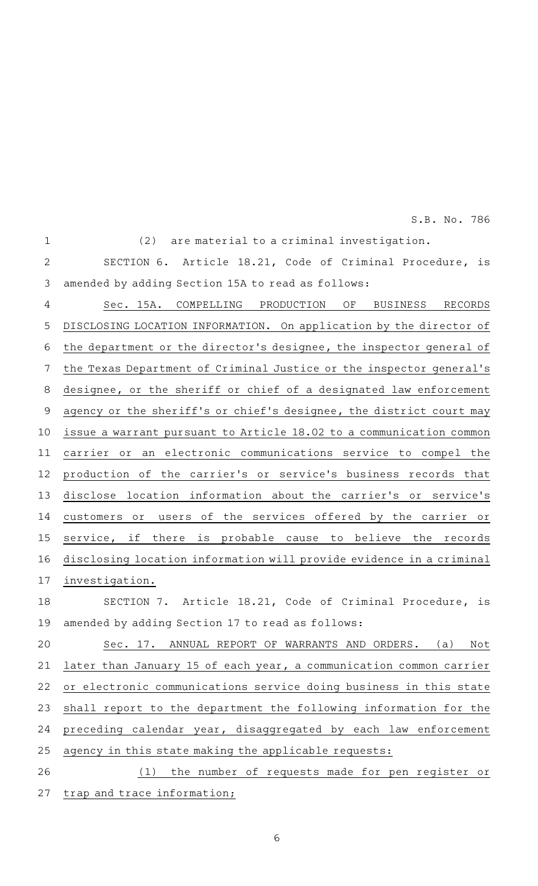(2) are material to a criminal investigation.

SECTION 6. Article 18.21, Code of Criminal Procedure, is amended by adding Section 15A to read as follows:

Sec. 15A. COMPELLING PRODUCTION OF BUSINESS RECORDS DISCLOSING LOCATION INFORMATION. On application by the director of the department or the director's designee, the inspector general of the Texas Department of Criminal Justice or the inspector general's designee, or the sheriff or chief of a designated law enforcement agency or the sheriff's or chief's designee, the district court may issue a warrant pursuant to Article 18.02 to a communication common carrier or an electronic communications service to compel the production of the carrier's or service's business records that disclose location information about the carrier's or service's customers or users of the services offered by the carrier or service, if there is probable cause to believe the records disclosing location information will provide evidence in a criminal investigation.

SECTION 7. Article 18.21, Code of Criminal Procedure, is amended by adding Section 17 to read as follows:

Sec. 17. ANNUAL REPORT OF WARRANTS AND ORDERS. (a) Not later than January 15 of each year, a communication common carrier or electronic communications service doing business in this state shall report to the department the following information for the preceding calendar year, disaggregated by each law enforcement agency in this state making the applicable requests:

(1) the number of requests made for pen register or trap and trace information;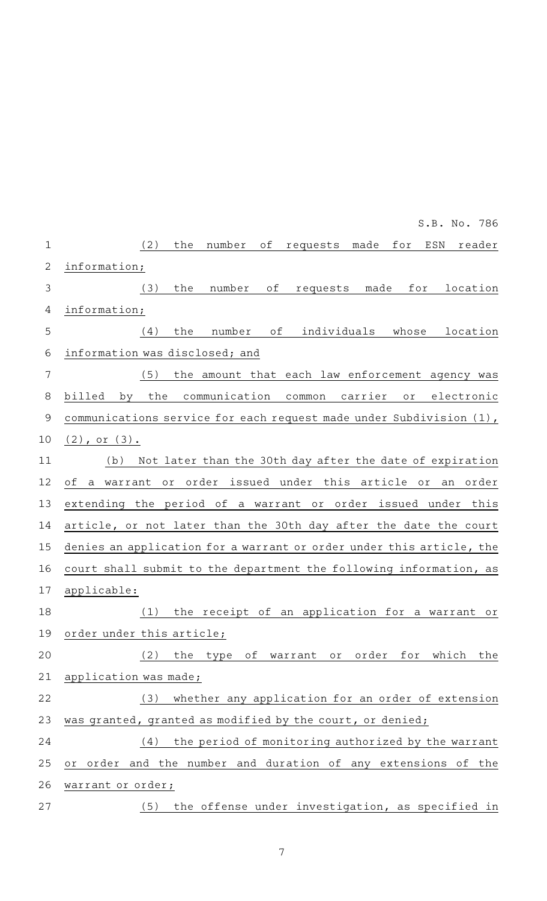(2) the number of requests made for ESN reader information;

(3) the number of requests made for location information;

(4) the number of individuals whose location information was disclosed; and

(5) the amount that each law enforcement agency was billed by the communication common carrier or electronic communications service for each request made under Subdivision (1), (2), or (3).

(b) Not later than the 30th day after the date of expiration of a warrant or order issued under this article or an order extending the period of a warrant or order issued under this article, or not later than the 30th day after the date the court denies an application for a warrant or order under this article, the court shall submit to the department the following information, as applicable:

(1) the receipt of an application for a warrant or order under this article;

(2) the type of warrant or order for which the application was made;

(3) whether any application for an order of extension was granted, granted as modified by the court, or denied;

(4) the period of monitoring authorized by the warrant or order and the number and duration of any extensions of the warrant or order;

(5) the offense under investigation, as specified in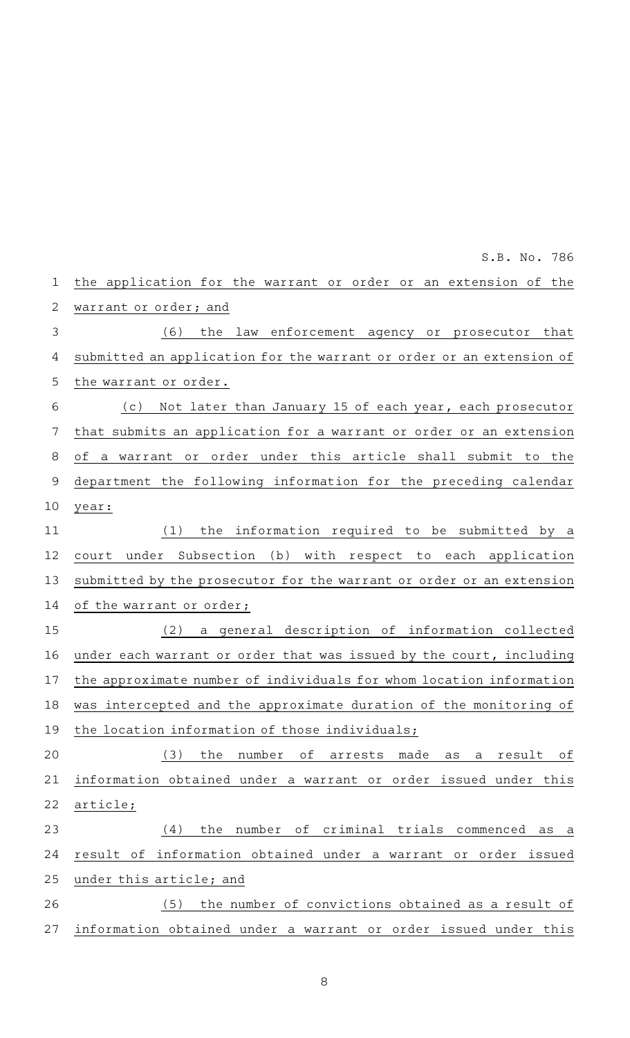the application for the warrant or order or an extension of the warrant or order; and

(6) the law enforcement agency or prosecutor that submitted an application for the warrant or order or an extension of the warrant or order.

(c) Not later than January 15 of each year, each prosecutor that submits an application for a warrant or order or an extension of a warrant or order under this article shall submit to the department the following information for the preceding calendar year:

(1) the information required to be submitted by a court under Subsection (b) with respect to each application submitted by the prosecutor for the warrant or order or an extension of the warrant or order;

(2) a general description of information collected under each warrant or order that was issued by the court, including the approximate number of individuals for whom location information was intercepted and the approximate duration of the monitoring of the location information of those individuals;

(3) the number of arrests made as a result of information obtained under a warrant or order issued under this article;

(4) the number of criminal trials commenced as a result of information obtained under a warrant or order issued under this article; and

(5) the number of convictions obtained as a result of information obtained under a warrant or order issued under this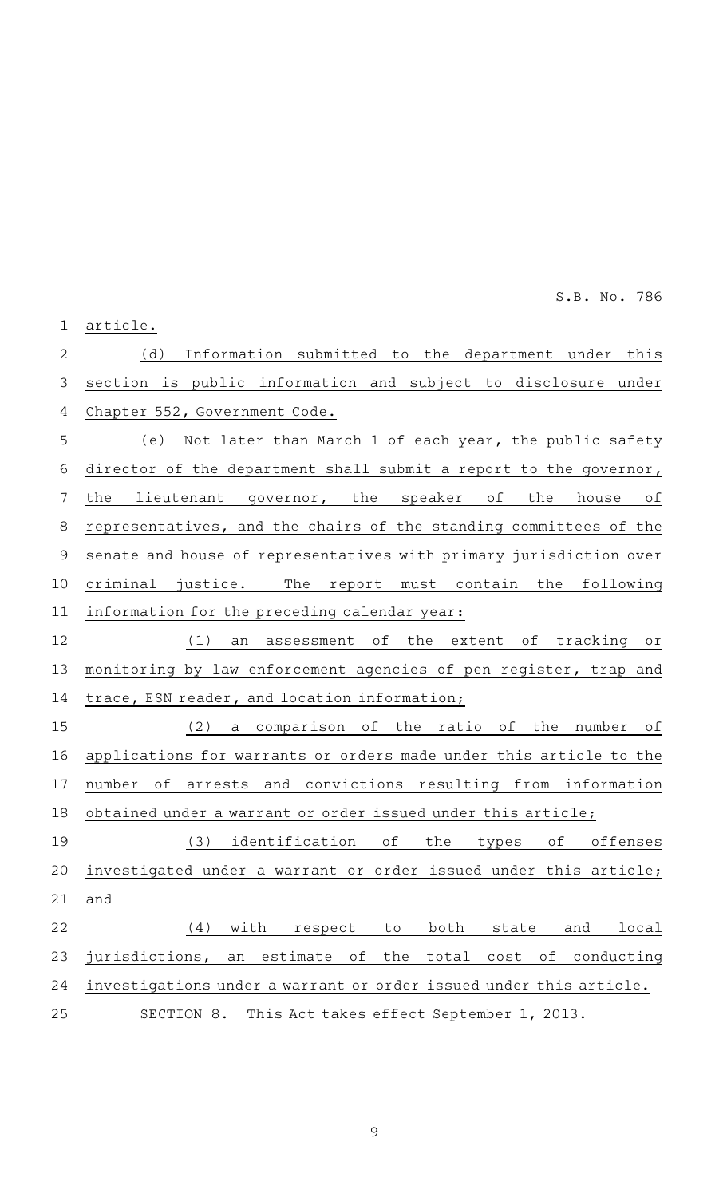article.

(d) Information submitted to the department under this section is public information and subject to disclosure under Chapter 552, Government Code.

(e) Not later than March 1 of each year, the public safety director of the department shall submit a report to the governor, the lieutenant governor, the speaker of the house of representatives, and the chairs of the standing committees of the senate and house of representatives with primary jurisdiction over criminal justice. The report must contain the following information for the preceding calendar year:

(1) an assessment of the extent of tracking or monitoring by law enforcement agencies of pen register, trap and trace, ESN reader, and location information;

(2) a comparison of the ratio of the number of applications for warrants or orders made under this article to the number of arrests and convictions resulting from information obtained under a warrant or order issued under this article;

(3) identification of the types of offenses investigated under a warrant or order issued under this article; and

(4) with respect to both state and local jurisdictions, an estimate of the total cost of conducting investigations under a warrant or order issued under this article.

SECTION 8. This Act takes effect September 1, 2013.